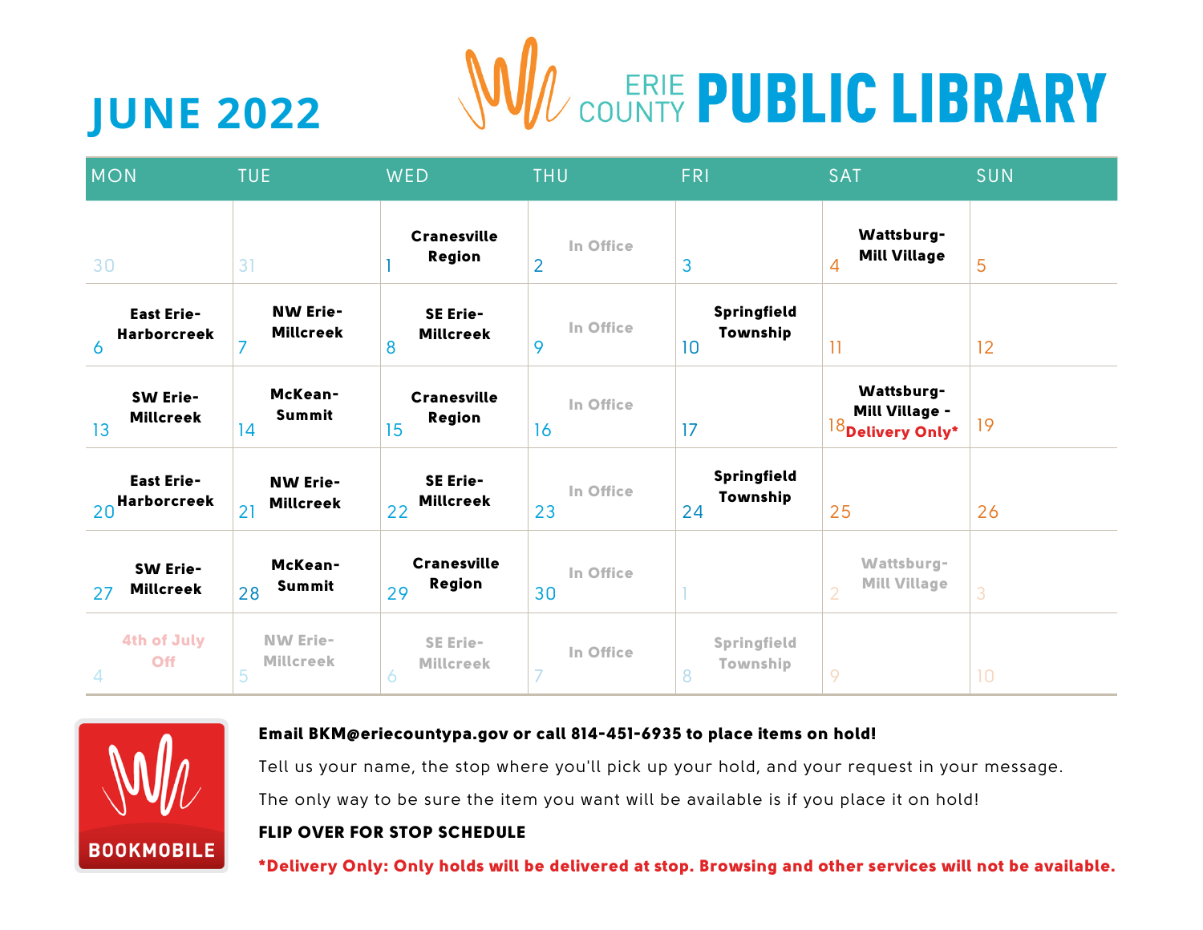# JUNE 2022

## ERIE COUNTY PUBLIC LIBRARY

| MON | TUE | WED | THU | FRI | SAT | SUN |
|---|---|---|---|---|---|---|
| 30 | 31 | 1 Cranesville Region | 2 In Office | 3 | 4 Wattsburg-Mill Village | 5 |
| 6 East Erie-Harborcreek | 7 NW Erie-Millcreek | 8 SE Erie-Millcreek | 9 In Office | 10 Springfield Township | 11 | 12 |
| 13 SW Erie-Millcreek | 14 McKean-Summit | 15 Cranesville Region | 16 In Office | 17 | 18 Wattsburg-Mill Village - **Delivery Only*** | 19 |
| 20 East Erie-Harborcreek | 21 NW Erie-Millcreek | 22 SE Erie-Millcreek | 23 In Office | 24 Springfield Township | 25 | 26 |
| 27 SW Erie-Millcreek | 28 McKean-Summit | 29 Cranesville Region | 30 In Office | 1 | 2 Wattsburg-Mill Village | 3 |
| 4 4th of July Off | 5 NW Erie-Millcreek | 6 SE Erie-Millcreek | 7 In Office | 8 Springfield Township | 9 | 10 |

BOOKMOBILE

**Email BKM@eriecountypa.gov or call 814-451-6935 to place items on hold!**

Tell us your name, the stop where you'll pick up your hold, and your request in your message.

The only way to be sure the item you want will be available is if you place it on hold!

**FLIP OVER FOR STOP SCHEDULE**

***Delivery Only: Only holds will be delivered at stop. Browsing and other services will not be available.**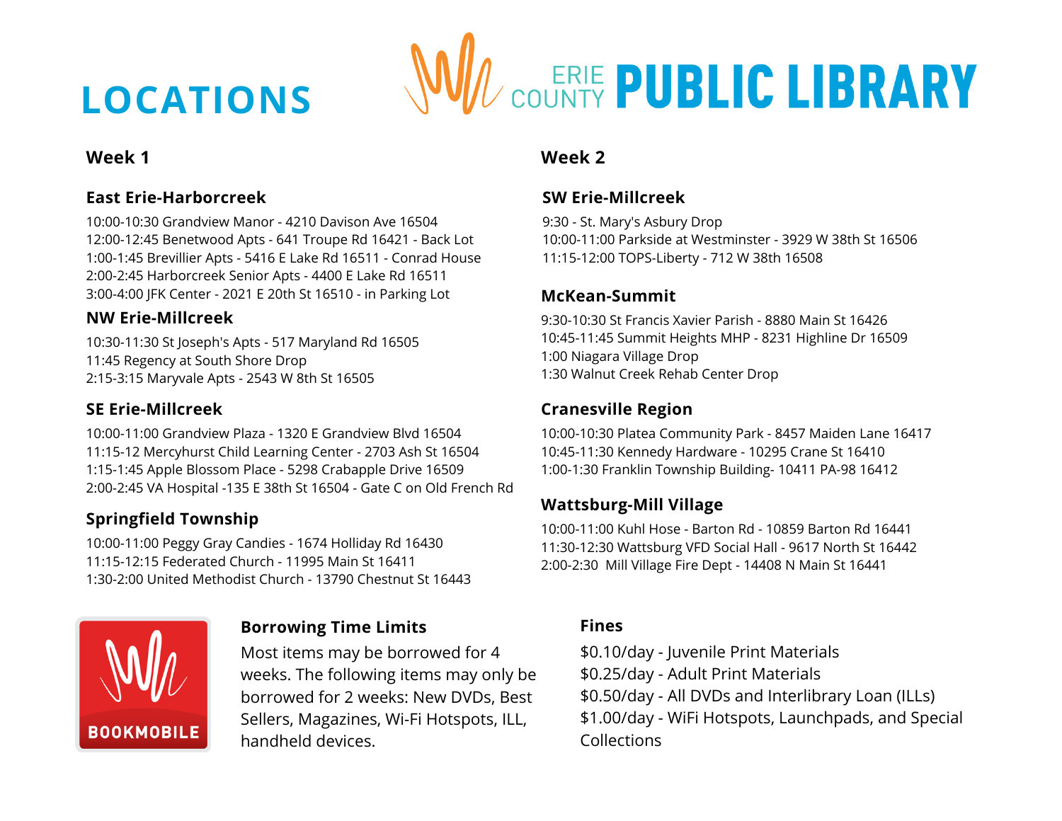# LOCATIONS

ERIE COUNTY PUBLIC LIBRARY

## Week 1

### East Erie-Harborcreek

10:00-10:30 Grandview Manor - 4210 Davison Ave 16504
12:00-12:45 Benetwood Apts - 641 Troupe Rd 16421 - Back Lot
1:00-1:45 Brevillier Apts - 5416 E Lake Rd 16511 - Conrad House
2:00-2:45 Harborcreek Senior Apts - 4400 E Lake Rd 16511
3:00-4:00 JFK Center - 2021 E 20th St 16510 - in Parking Lot

### NW Erie-Millcreek

10:30-11:30 St Joseph's Apts - 517 Maryland Rd 16505
11:45 Regency at South Shore Drop
2:15-3:15 Maryvale Apts - 2543 W 8th St 16505

### SE Erie-Millcreek

10:00-11:00 Grandview Plaza - 1320 E Grandview Blvd 16504
11:15-12 Mercyhurst Child Learning Center - 2703 Ash St 16504
1:15-1:45 Apple Blossom Place - 5298 Crabapple Drive 16509
2:00-2:45 VA Hospital -135 E 38th St 16504 - Gate C on Old French Rd

### Springfield Township

10:00-11:00 Peggy Gray Candies - 1674 Holliday Rd 16430
11:15-12:15 Federated Church - 11995 Main St 16411
1:30-2:00 United Methodist Church - 13790 Chestnut St 16443

## Week 2

### SW Erie-Millcreek

9:30 - St. Mary's Asbury Drop
10:00-11:00 Parkside at Westminster - 3929 W 38th St 16506
11:15-12:00 TOPS-Liberty - 712 W 38th 16508

### McKean-Summit

9:30-10:30 St Francis Xavier Parish - 8880 Main St 16426
10:45-11:45 Summit Heights MHP - 8231 Highline Dr 16509
1:00 Niagara Village Drop
1:30 Walnut Creek Rehab Center Drop

### Cranesville Region

10:00-10:30 Platea Community Park - 8457 Maiden Lane 16417
10:45-11:30 Kennedy Hardware - 10295 Crane St 16410
1:00-1:30 Franklin Township Building- 10411 PA-98 16412

### Wattsburg-Mill Village

10:00-11:00 Kuhl Hose - Barton Rd - 10859 Barton Rd 16441
11:30-12:30 Wattsburg VFD Social Hall - 9617 North St 16442
2:00-2:30 Mill Village Fire Dept - 14408 N Main St 16441

BOOKMOBILE

### Borrowing Time Limits

Most items may be borrowed for 4 weeks. The following items may only be borrowed for 2 weeks: New DVDs, Best Sellers, Magazines, Wi-Fi Hotspots, ILL, handheld devices.

### Fines

$0.10/day - Juvenile Print Materials
$0.25/day - Adult Print Materials
$0.50/day - All DVDs and Interlibrary Loan (ILLs)
$1.00/day - WiFi Hotspots, Launchpads, and Special Collections